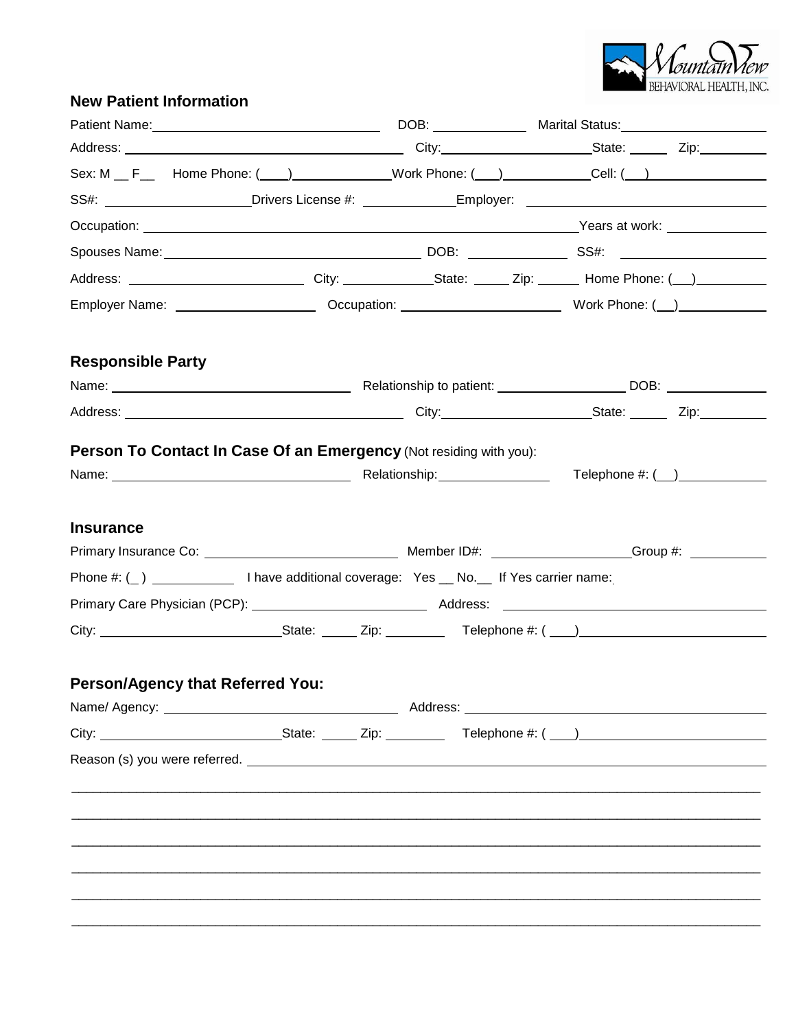MountainView BEHAVIORAL HEALTH, INC.

## New Patient Information

Patient Name:______________________________ DOB: ____________ Marital Status:____________________

Address: ______________________________________ City:____________________State: _____ Zip:_________

Sex: M __ F__ Home Phone: (___)_____________Work Phone: (___)___________Cell: (__)________________

SS#: ____________________Drivers License #: _____________Employer: ______________________________

Occupation: ______________________________________________________Years at work: ______________

Spouses Name:___________________________________ DOB: _____________ SS#: ____________________

Address: ________________________ City: ____________State: _____ Zip: ______ Home Phone: (__)_________

Employer Name: ___________________ Occupation: ______________________ Work Phone: (__)___________

## Responsible Party

Name: ________________________________ Relationship to patient: __________________ DOB: ______________

Address: ______________________________________ City:____________________State: _____ Zip:_________

## Person To Contact In Case Of an Emergency (Not residing with you):

Name: ________________________________ Relationship:_______________ Telephone #: (__)___________

## Insurance

Primary Insurance Co: __________________________ Member ID#: __________________Group #: __________

Phone #: (_) ___________ I have additional coverage: Yes __ No.__ If Yes carrier name:_

Primary Care Physician (PCP): _______________________ Address: ___________________________________

City: ________________________State: _____ Zip: ________ Telephone #: ( ___)________________________

## Person/Agency that Referred You:

Name/ Agency: ________________________________ Address: ___________________________________________

City: ________________________State: _____ Zip: ________ Telephone #: ( ___)________________________

Reason (s) you were referred. _________________________________________________________________

_____________________________________________________________________________________________

_____________________________________________________________________________________________

_____________________________________________________________________________________________

_____________________________________________________________________________________________

_____________________________________________________________________________________________

_____________________________________________________________________________________________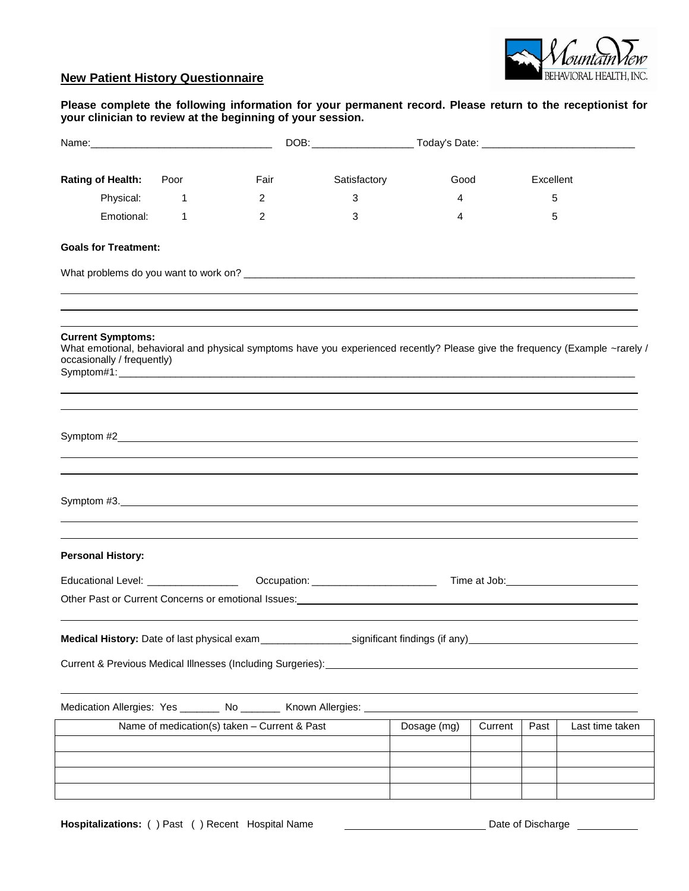MountainView BEHAVIORAL HEALTH, INC.

## New Patient History Questionnaire

**Please complete the following information for your permanent record. Please return to the receptionist for your clinician to review at the beginning of your session.**

Name:_______________________________ DOB:_________________ Today's Date: __________________________

| Rating of Health: | Poor | Fair | Satisfactory | Good | Excellent |
|---|---|---|---|---|---|
| Physical: | 1 | 2 | 3 | 4 | 5 |
| Emotional: | 1 | 2 | 3 | 4 | 5 |

**Goals for Treatment:**

What problems do you want to work on? ______________________________________________________________________

**Current Symptoms:**

What emotional, behavioral and physical symptoms have you experienced recently? Please give the frequency (Example ~rarely / occasionally / frequently)

Symptom#1:_____________________________________________________________________________________

Symptom #2

Symptom #3.

**Personal History:**

Educational Level: ________________ Occupation: ______________________ Time at Job:

Other Past or Current Concerns or emotional Issues:

**Medical History:** Date of last physical exam________________significant findings (if any)

Current & Previous Medical Illnesses (Including Surgeries):

Medication Allergies: Yes _______ No _______ Known Allergies:

| Name of medication(s) taken – Current & Past | Dosage (mg) | Current | Past | Last time taken |
|---|---|---|---|---|
| | | | | |
| | | | | |
| | | | | |
| | | | | |

**Hospitalizations:** ( ) Past ( ) Recent Hospital Name _________________________ Date of Discharge ___________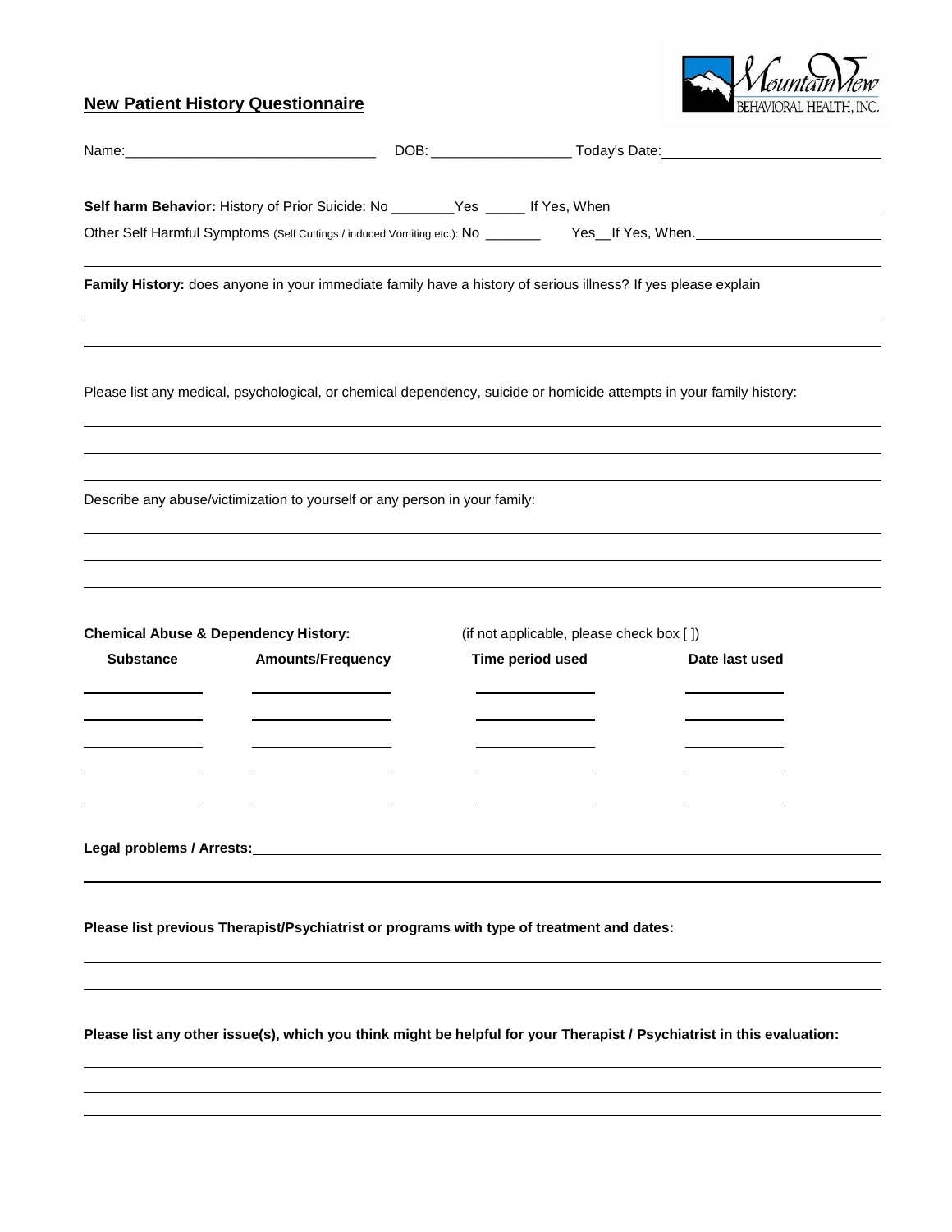## New Patient History Questionnaire

Mountain View BEHAVIORAL HEALTH, INC.

Name:________________________________ DOB:__________________ Today's Date:____________________________

**Self harm Behavior:** History of Prior Suicide: No ________Yes _____ If Yes, When________________________________

Other Self Harmful Symptoms (Self Cuttings / induced Vomiting etc.): No _______ Yes__If Yes, When.______________________

**Family History:** does anyone in your immediate family have a history of serious illness? If yes please explain

Please list any medical, psychological, or chemical dependency, suicide or homicide attempts in your family history:

Describe any abuse/victimization to yourself or any person in your family:

**Chemical Abuse & Dependency History:** (if not applicable, please check box [ ])

| Substance | Amounts/Frequency | Time period used | Date last used |
|---|---|---|---|
| | | | |
| | | | |
| | | | |
| | | | |
| | | | |

**Legal problems / Arrests:**

**Please list previous Therapist/Psychiatrist or programs with type of treatment and dates:**

**Please list any other issue(s), which you think might be helpful for your Therapist / Psychiatrist in this evaluation:**